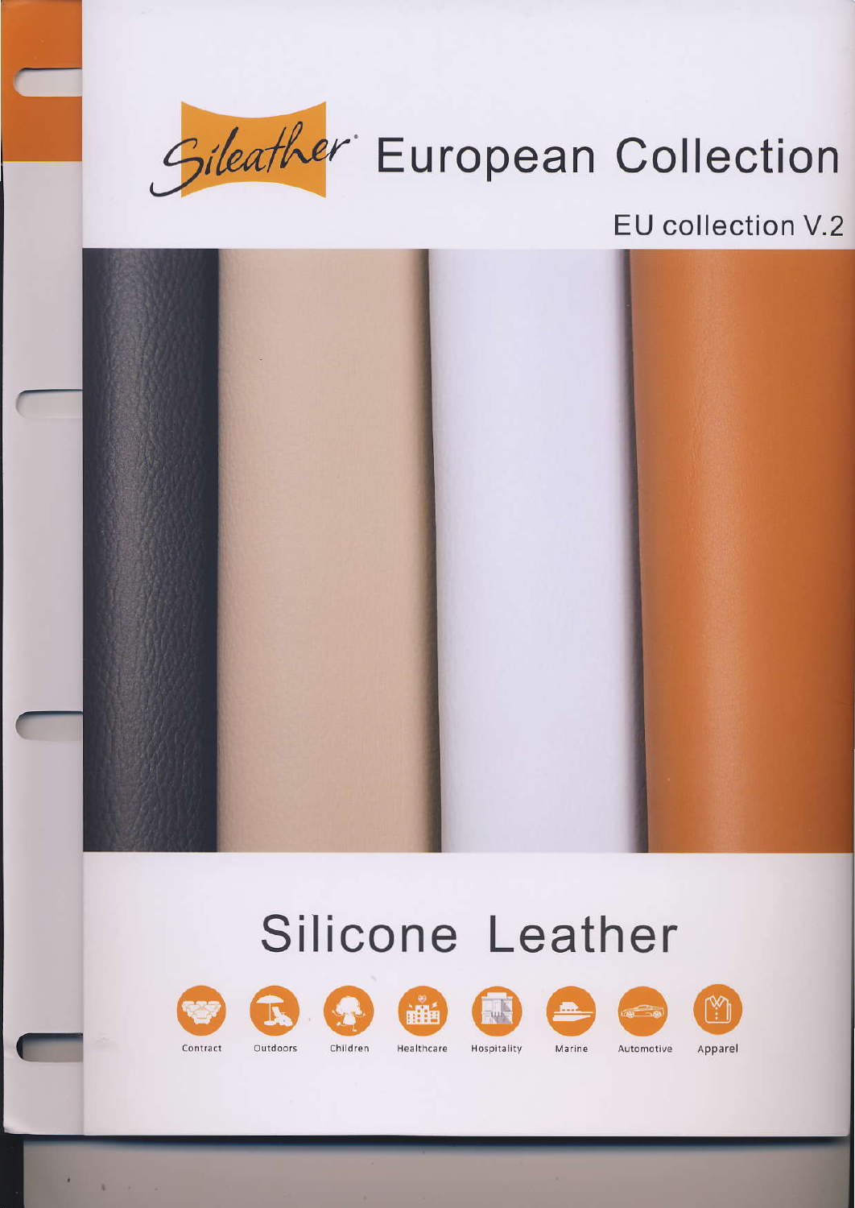# Sileather® European Collection

EU collection V.2

# Silicone Leather

Contract · Outdoors · Children · Healthcare · Hospitality · Marine · Automotive · Apparel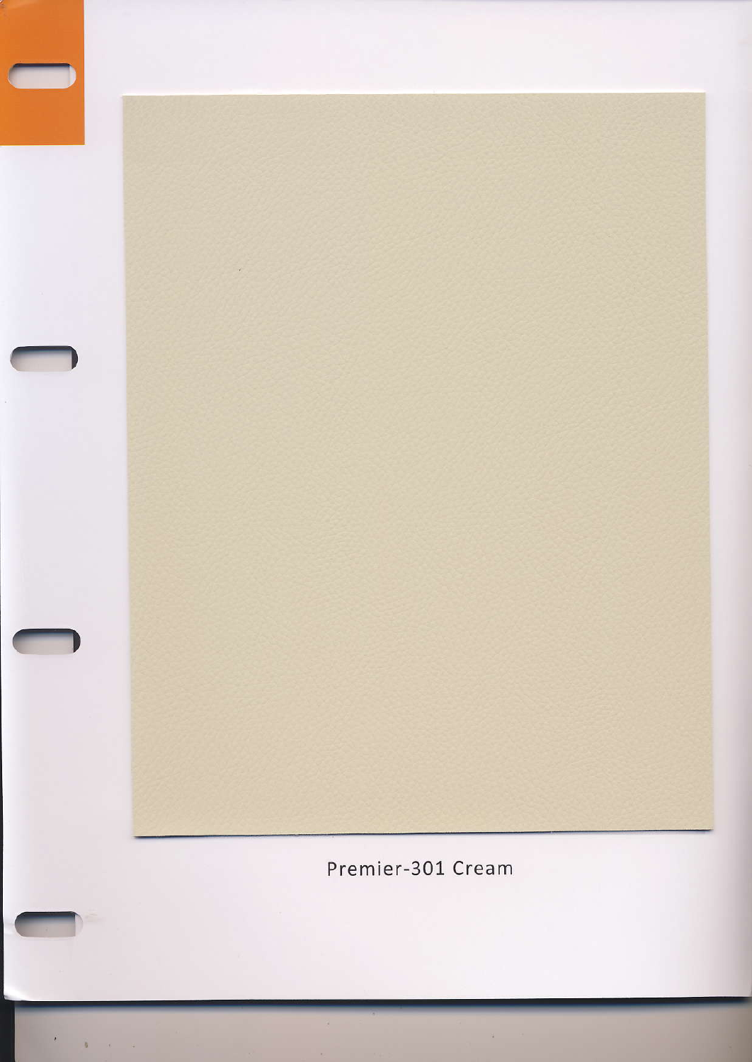Premier-301 Cream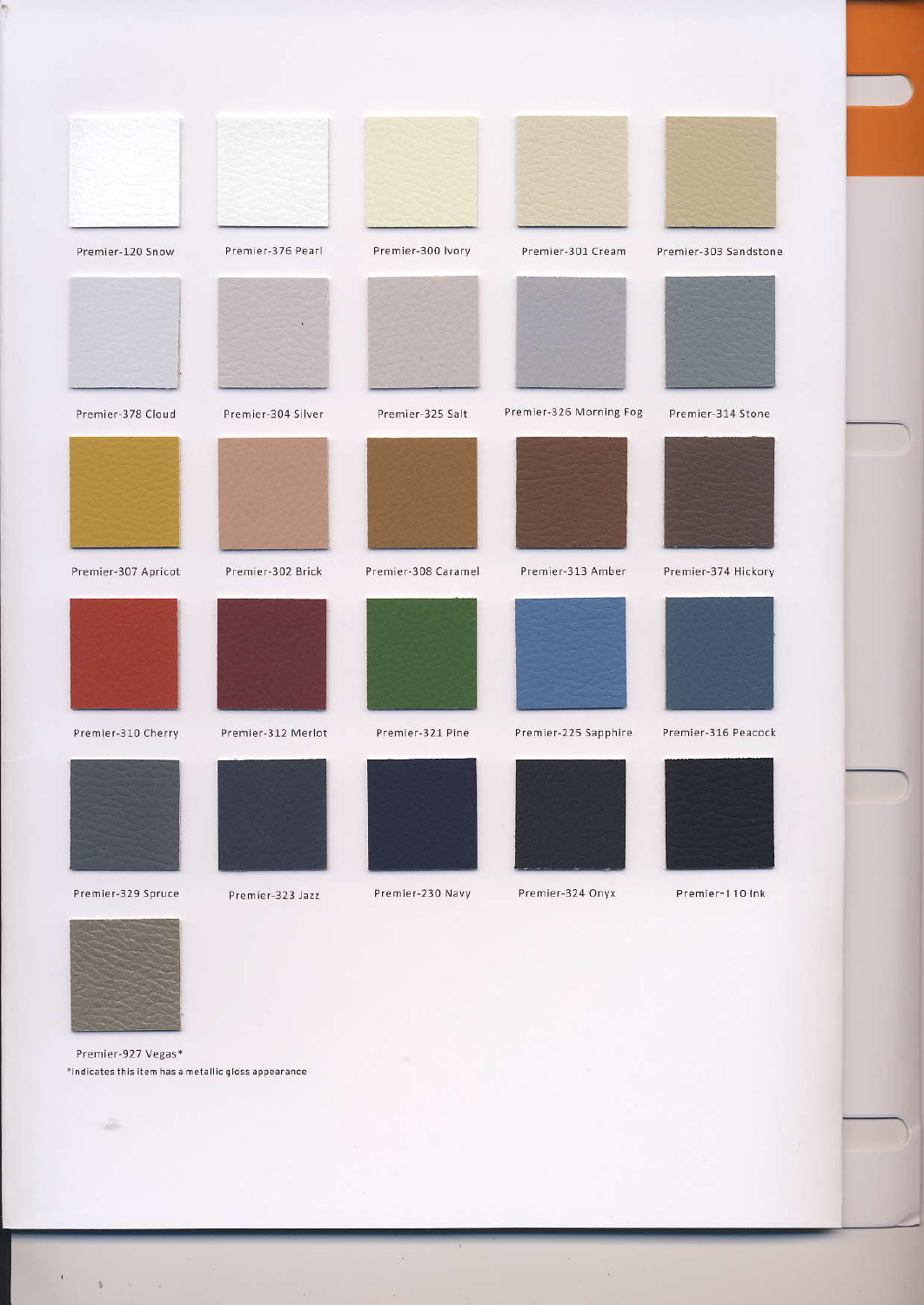Premier-120 Snow

Premier-376 Pearl

Premier-300 Ivory

Premier-301 Cream

Premier-303 Sandstone

Premier-378 Cloud

Premier-304 Silver

Premier-325 Salt

Premier-326 Morning Fog

Premier-314 Stone

Premier-307 Apricot

Premier-302 Brick

Premier-308 Caramel

Premier-313 Amber

Premier-374 Hickory

Premier-310 Cherry

Premier-312 Merlot

Premier-321 Pine

Premier-225 Sapphire

Premier-316 Peacock

Premier-329 Spruce

Premier-323 Jazz

Premier-230 Navy

Premier-324 Onyx

Premier-110 Ink

Premier-927 Vegas*

*Indicates this item has a metallic gloss appearance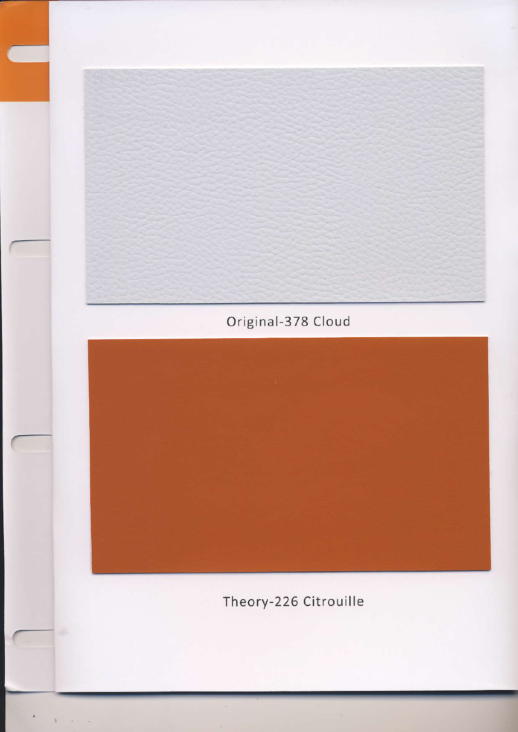Original-378 Cloud

Theory-226 Citrouille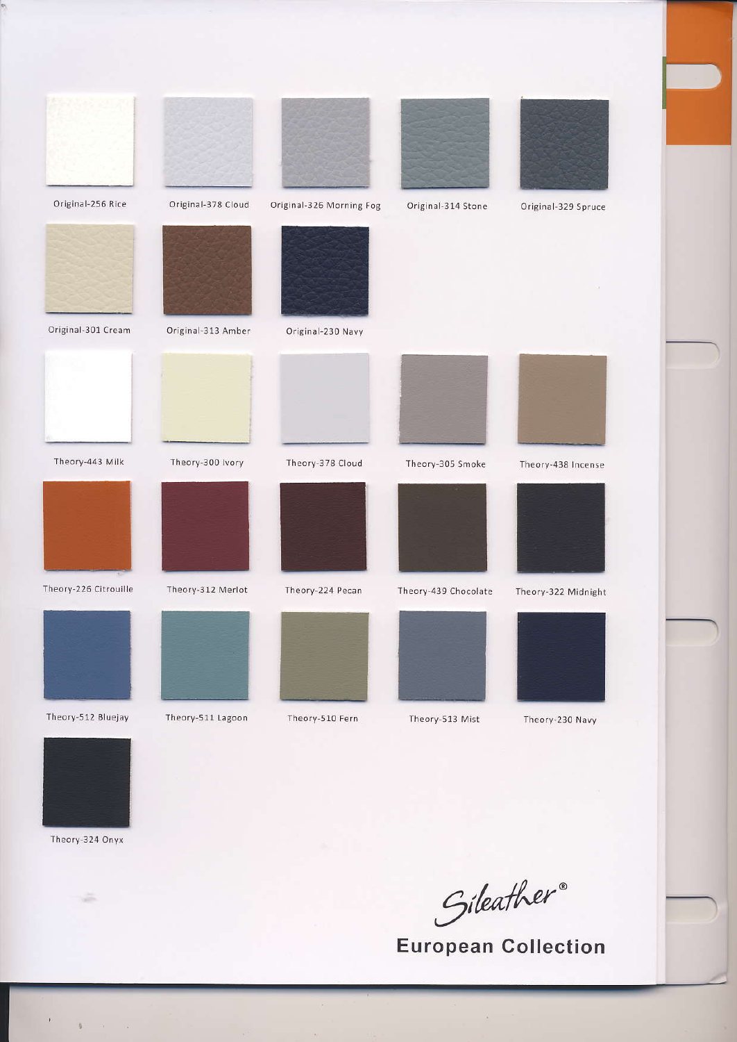Original-256 Rice

Original-378 Cloud

Original-326 Morning Fog

Original-314 Stone

Original-329 Spruce

Original-301 Cream

Original-313 Amber

Original-230 Navy

Theory-443 Milk

Theory-300 Ivory

Theory-378 Cloud

Theory-305 Smoke

Theory-438 Incense

Theory-226 Citrouille

Theory-312 Merlot

Theory-224 Pecan

Theory-439 Chocolate

Theory-322 Midnight

Theory-512 Bluejay

Theory-511 Lagoon

Theory-510 Fern

Theory-513 Mist

Theory-230 Navy

Theory-324 Onyx

*Sileather®*

**European Collection**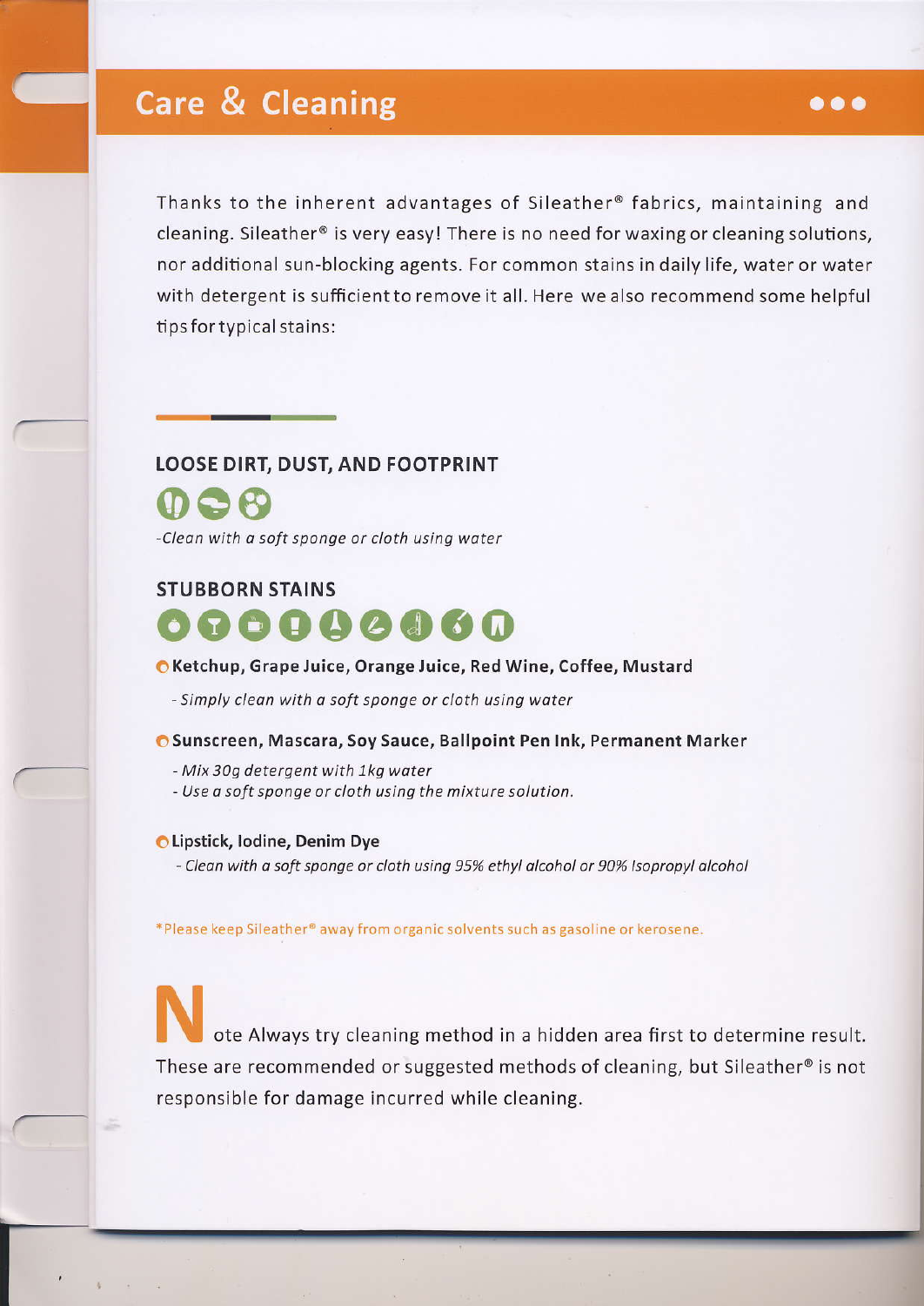## Care & Cleaning

Thanks to the inherent advantages of Sileather® fabrics, maintaining and cleaning. Sileather® is very easy! There is no need for waxing or cleaning solutions, nor additional sun-blocking agents. For common stains in daily life, water or water with detergent is sufficient to remove it all. Here we also recommend some helpful tips for typical stains:

### LOOSE DIRT, DUST, AND FOOTPRINT

*-Clean with a soft sponge or cloth using water*

### STUBBORN STAINS

**Ketchup, Grape Juice, Orange Juice, Red Wine, Coffee, Mustard**

*- Simply clean with a soft sponge or cloth using water*

**Sunscreen, Mascara, Soy Sauce, Ballpoint Pen Ink, Permanent Marker**

*- Mix 30g detergent with 1kg water*
*- Use a soft sponge or cloth using the mixture solution.*

**Lipstick, Iodine, Denim Dye**

*- Clean with a soft sponge or cloth using 95% ethyl alcohol or 90% Isopropyl alcohol*

*Please keep Sileather® away from organic solvents such as gasoline or kerosene.

Note Always try cleaning method in a hidden area first to determine result. These are recommended or suggested methods of cleaning, but Sileather® is not responsible for damage incurred while cleaning.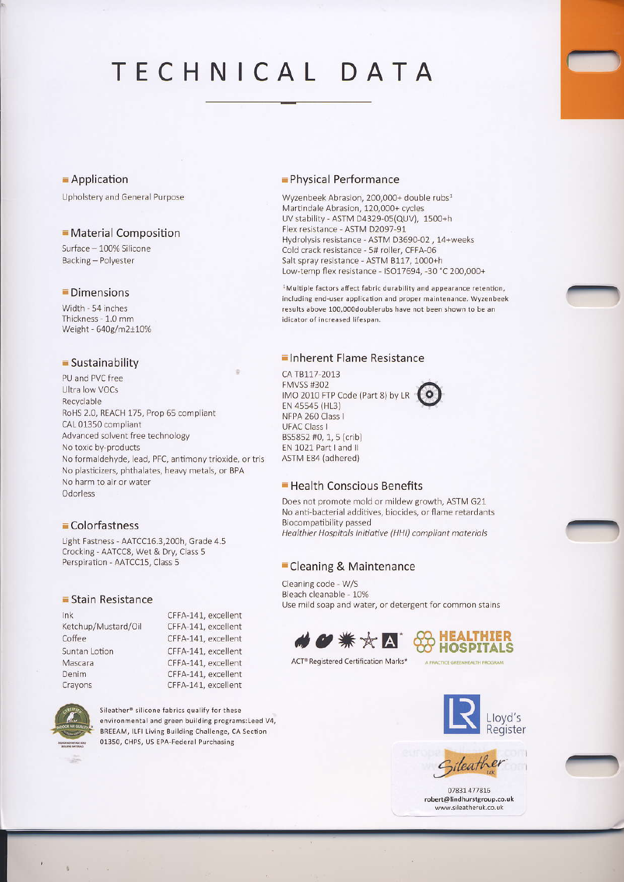# TECHNICAL DATA

## Application

Upholstery and General Purpose

## Material Composition

Surface – 100% Silicone
Backing – Polyester

## Dimensions

Width - 54 inches
Thickness - 1.0 mm
Weight - 640g/m2±10%

## Sustainability

PU and PVC free
Ultra low VOCs
Recyclable
RoHS 2.0, REACH 175, Prop 65 compliant
CAL 01350 compliant
Advanced solvent free technology
No toxic by-products
No formaldehyde, lead, PFC, antimony trioxide, or tris
No plasticizers, phthalates, heavy metals, or BPA
No harm to air or water
Odorless

## Colorfastness

Light Fastness - AATCC16.3,200h, Grade 4.5
Crocking - AATCC8, Wet & Dry, Class 5
Perspiration - AATCC15, Class 5

## Stain Resistance

| | |
|---|---|
| Ink | CFFA-141, excellent |
| Ketchup/Mustard/Oil | CFFA-141, excellent |
| Coffee | CFFA-141, excellent |
| Suntan Lotion | CFFA-141, excellent |
| Mascara | CFFA-141, excellent |
| Denim | CFFA-141, excellent |
| Crayons | CFFA-141, excellent |

Sileather® silicone fabrics qualify for these environmental and green building programs:Leed V4, BREEAM, ILFI Living Building Challenge, CA Section 01350, CHPS, US EPA-Federal Purchasing

## Physical Performance

Wyzenbeek Abrasion, 200,000+ double rubs[1]
Martindale Abrasion, 120,000+ cycles
UV stability - ASTM D4329-05(QUV), 1500+h
Flex resistance - ASTM D2097-91
Hydrolysis resistance - ASTM D3690-02 , 14+weeks
Cold crack resistance - 5# roller, CFFA-06
Salt spray resistance - ASTM B117, 1000+h
Low-temp flex resistance - ISO17694, -30 °C 200,000+

[1]Multiple factors affect fabric durability and appearance retention, including end-user application and proper maintenance. Wyzenbeek results above 100,000doublerubs have not been shown to be an idicator of increased lifespan.

## Inherent Flame Resistance

CA TB117-2013
FMVSS #302
IMO 2010 FTP Code (Part 8) by LR
EN 45545 (HL3)
NFPA 260 Class I
UFAC Class I
BS5852 #0, 1, 5 (crib)
EN 1021 Part I and II
ASTM E84 (adhered)

## Health Conscious Benefits

Does not promote mold or mildew growth, ASTM G21
No anti-bacterial additives, biocides, or flame retardants
Biocompatibility passed
*Healthier Hospitals Initiative (HHI) compliant materials*

## Cleaning & Maintenance

Cleaning code - W/S
Bleach cleanable - 10%
Use mild soap and water, or detergent for common stains

ACT® Registered Certification Marks*

HEALTHIER HOSPITALS
A PRACTICE GREENHEALTH PROGRAM

Lloyd's Register

Sileather UK
07831 477816
robert@lindhurstgroup.co.uk
www.sileatheruk.co.uk